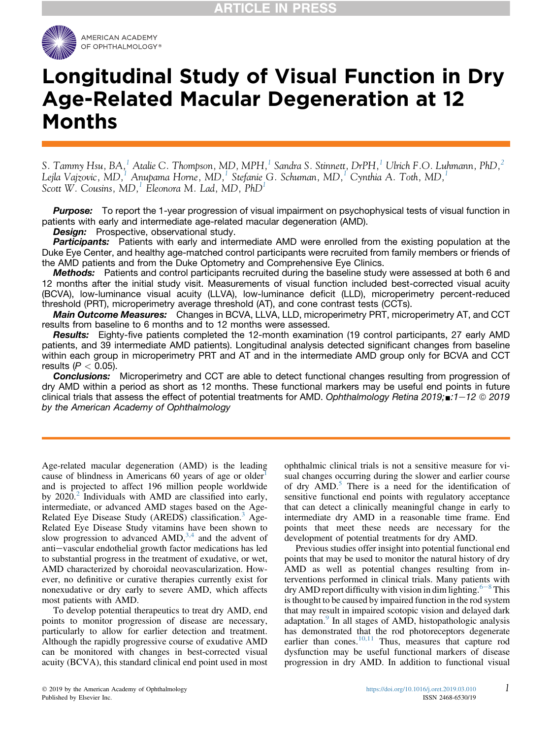# Longitudinal Study of Visual Function in Dry Age-Related Macular Degeneration at 12 Months

S. Tammy Hsu, BA,[1] Atalie C. Thompson, MD, MPH,[1] Sandra S. Stinnett, DrPH,[1] Ulrich F.O. Luhmann, PhD,[2] Lejla Vajzovic, MD,[1] Anupama Horne, MD,[1] Stefanie G. Schuman, MD,[1] Cynthia A. Toth, MD,[1] Scott W. Cousins, MD,[1] Eleonora M. Lad, MD, PhD[1]

**Purpose:** To report the 1-year progression of visual impairment on psychophysical tests of visual function in patients with early and intermediate age-related macular degeneration (AMD).

**Design:** Prospective, observational study.

**Participants:** Patients with early and intermediate AMD were enrolled from the existing population at the Duke Eye Center, and healthy age-matched control participants were recruited from family members or friends of the AMD patients and from the Duke Optometry and Comprehensive Eye Clinics.

**Methods:** Patients and control participants recruited during the baseline study were assessed at both 6 and 12 months after the initial study visit. Measurements of visual function included best-corrected visual acuity (BCVA), low-luminance visual acuity (LLVA), low-luminance deficit (LLD), microperimetry percent-reduced threshold (PRT), microperimetry average threshold (AT), and cone contrast tests (CCTs).

**Main Outcome Measures:** Changes in BCVA, LLVA, LLD, microperimetry PRT, microperimetry AT, and CCT results from baseline to 6 months and to 12 months were assessed.

**Results:** Eighty-five patients completed the 12-month examination (19 control participants, 27 early AMD patients, and 39 intermediate AMD patients). Longitudinal analysis detected significant changes from baseline within each group in microperimetry PRT and AT and in the intermediate AMD group only for BCVA and CCT results ($P < 0.05$).

**Conclusions:** Microperimetry and CCT are able to detect functional changes resulting from progression of dry AMD within a period as short as 12 months. These functional markers may be useful end points in future clinical trials that assess the effect of potential treatments for AMD. *Ophthalmology Retina 2019;■:1–12* © 2019 by the American Academy of Ophthalmology

Age-related macular degeneration (AMD) is the leading cause of blindness in Americans 60 years of age or older[1] and is projected to affect 196 million people worldwide by 2020.[2] Individuals with AMD are classified into early, intermediate, or advanced AMD stages based on the Age-Related Eye Disease Study (AREDS) classification.[3] Age-Related Eye Disease Study vitamins have been shown to slow progression to advanced AMD,[3,4] and the advent of anti–vascular endothelial growth factor medications has led to substantial progress in the treatment of exudative, or wet, AMD characterized by choroidal neovascularization. However, no definitive or curative therapies currently exist for nonexudative or dry early to severe AMD, which affects most patients with AMD.

To develop potential therapeutics to treat dry AMD, end points to monitor progression of disease are necessary, particularly to allow for earlier detection and treatment. Although the rapidly progressive course of exudative AMD can be monitored with changes in best-corrected visual acuity (BCVA), this standard clinical end point used in most ophthalmic clinical trials is not a sensitive measure for visual changes occurring during the slower and earlier course of dry AMD.[5] There is a need for the identification of sensitive functional end points with regulatory acceptance that can detect a clinically meaningful change in early to intermediate dry AMD in a reasonable time frame. End points that meet these needs are necessary for the development of potential treatments for dry AMD.

Previous studies offer insight into potential functional end points that may be used to monitor the natural history of dry AMD as well as potential changes resulting from interventions performed in clinical trials. Many patients with dry AMD report difficulty with vision in dim lighting.[6–8] This is thought to be caused by impaired function in the rod system that may result in impaired scotopic vision and delayed dark adaptation.[9] In all stages of AMD, histopathologic analysis has demonstrated that the rod photoreceptors degenerate earlier than cones.[10,11] Thus, measures that capture rod dysfunction may be useful functional markers of disease progression in dry AMD. In addition to functional visual

© 2019 by the American Academy of Ophthalmology
Published by Elsevier Inc.

https://doi.org/10.1016/j.oret.2019.03.010
ISSN 2468-6530/19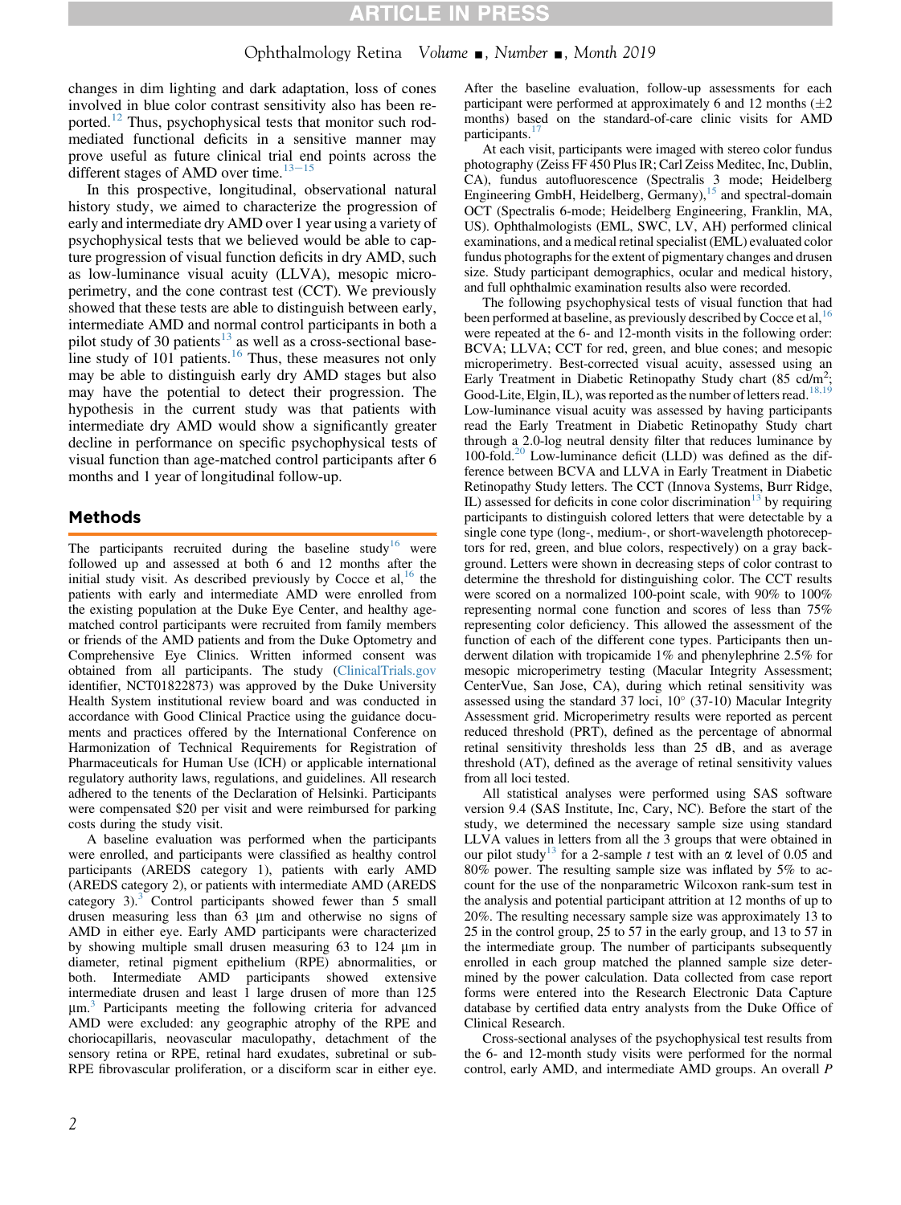changes in dim lighting and dark adaptation, loss of cones involved in blue color contrast sensitivity also has been reported.[12] Thus, psychophysical tests that monitor such rod-mediated functional deficits in a sensitive manner may prove useful as future clinical trial end points across the different stages of AMD over time.[13–15]

In this prospective, longitudinal, observational natural history study, we aimed to characterize the progression of early and intermediate dry AMD over 1 year using a variety of psychophysical tests that we believed would be able to capture progression of visual function deficits in dry AMD, such as low-luminance visual acuity (LLVA), mesopic microperimetry, and the cone contrast test (CCT). We previously showed that these tests are able to distinguish between early, intermediate AMD and normal control participants in both a pilot study of 30 patients[13] as well as a cross-sectional baseline study of 101 patients.[16] Thus, these measures not only may be able to distinguish early dry AMD stages but also may have the potential to detect their progression. The hypothesis in the current study was that patients with intermediate dry AMD would show a significantly greater decline in performance on specific psychophysical tests of visual function than age-matched control participants after 6 months and 1 year of longitudinal follow-up.

## Methods

The participants recruited during the baseline study[16] were followed up and assessed at both 6 and 12 months after the initial study visit. As described previously by Cocce et al,[16] the patients with early and intermediate AMD were enrolled from the existing population at the Duke Eye Center, and healthy age-matched control participants were recruited from family members or friends of the AMD patients and from the Duke Optometry and Comprehensive Eye Clinics. Written informed consent was obtained from all participants. The study (ClinicalTrials.gov identifier, NCT01822873) was approved by the Duke University Health System institutional review board and was conducted in accordance with Good Clinical Practice using the guidance documents and practices offered by the International Conference on Harmonization of Technical Requirements for Registration of Pharmaceuticals for Human Use (ICH) or applicable international regulatory authority laws, regulations, and guidelines. All research adhered to the tenents of the Declaration of Helsinki. Participants were compensated $20 per visit and were reimbursed for parking costs during the study visit.

A baseline evaluation was performed when the participants were enrolled, and participants were classified as healthy control participants (AREDS category 1), patients with early AMD (AREDS category 2), or patients with intermediate AMD (AREDS category 3).[3] Control participants showed fewer than 5 small drusen measuring less than 63 μm and otherwise no signs of AMD in either eye. Early AMD participants were characterized by showing multiple small drusen measuring 63 to 124 μm in diameter, retinal pigment epithelium (RPE) abnormalities, or both. Intermediate AMD participants showed extensive intermediate drusen and least 1 large drusen of more than 125 μm.[3] Participants meeting the following criteria for advanced AMD were excluded: any geographic atrophy of the RPE and choriocapillaris, neovascular maculopathy, detachment of the sensory retina or RPE, retinal hard exudates, subretinal or sub-RPE fibrovascular proliferation, or a disciform scar in either eye.

After the baseline evaluation, follow-up assessments for each participant were performed at approximately 6 and 12 months (±2 months) based on the standard-of-care clinic visits for AMD participants.[17]

At each visit, participants were imaged with stereo color fundus photography (Zeiss FF 450 Plus IR; Carl Zeiss Meditec, Inc, Dublin, CA), fundus autofluorescence (Spectralis 3 mode; Heidelberg Engineering GmbH, Heidelberg, Germany),[15] and spectral-domain OCT (Spectralis 6-mode; Heidelberg Engineering, Franklin, MA, US). Ophthalmologists (EML, SWC, LV, AH) performed clinical examinations, and a medical retinal specialist (EML) evaluated color fundus photographs for the extent of pigmentary changes and drusen size. Study participant demographics, ocular and medical history, and full ophthalmic examination results also were recorded.

The following psychophysical tests of visual function that had been performed at baseline, as previously described by Cocce et al,[16] were repeated at the 6- and 12-month visits in the following order: BCVA; LLVA; CCT for red, green, and blue cones; and mesopic microperimetry. Best-corrected visual acuity, assessed using an Early Treatment in Diabetic Retinopathy Study chart (85 cd/m$^2$; Good-Lite, Elgin, IL), was reported as the number of letters read.[18,19] Low-luminance visual acuity was assessed by having participants read the Early Treatment in Diabetic Retinopathy Study chart through a 2.0-log neutral density filter that reduces luminance by 100-fold.[20] Low-luminance deficit (LLD) was defined as the difference between BCVA and LLVA in Early Treatment in Diabetic Retinopathy Study letters. The CCT (Innova Systems, Burr Ridge, IL) assessed for deficits in cone color discrimination[13] by requiring participants to distinguish colored letters that were detectable by a single cone type (long-, medium-, or short-wavelength photoreceptors for red, green, and blue colors, respectively) on a gray background. Letters were shown in decreasing steps of color contrast to determine the threshold for distinguishing color. The CCT results were scored on a normalized 100-point scale, with 90% to 100% representing normal cone function and scores of less than 75% representing color deficiency. This allowed the assessment of the function of each of the different cone types. Participants then underwent dilation with tropicamide 1% and phenylephrine 2.5% for mesopic microperimetry testing (Macular Integrity Assessment; CenterVue, San Jose, CA), during which retinal sensitivity was assessed using the standard 37 loci, 10° (37-10) Macular Integrity Assessment grid. Microperimetry results were reported as percent reduced threshold (PRT), defined as the percentage of abnormal retinal sensitivity thresholds less than 25 dB, and as average threshold (AT), defined as the average of retinal sensitivity values from all loci tested.

All statistical analyses were performed using SAS software version 9.4 (SAS Institute, Inc, Cary, NC). Before the start of the study, we determined the necessary sample size using standard LLVA values in letters from all the 3 groups that were obtained in our pilot study[13] for a 2-sample *t* test with an $\alpha$ level of 0.05 and 80% power. The resulting sample size was inflated by 5% to account for the use of the nonparametric Wilcoxon rank-sum test in the analysis and potential participant attrition at 12 months of up to 20%. The resulting necessary sample size was approximately 13 to 25 in the control group, 25 to 57 in the early group, and 13 to 57 in the intermediate group. The number of participants subsequently enrolled in each group matched the planned sample size determined by the power calculation. Data collected from case report forms were entered into the Research Electronic Data Capture database by certified data entry analysts from the Duke Office of Clinical Research.

Cross-sectional analyses of the psychophysical test results from the 6- and 12-month study visits were performed for the normal control, early AMD, and intermediate AMD groups. An overall *P*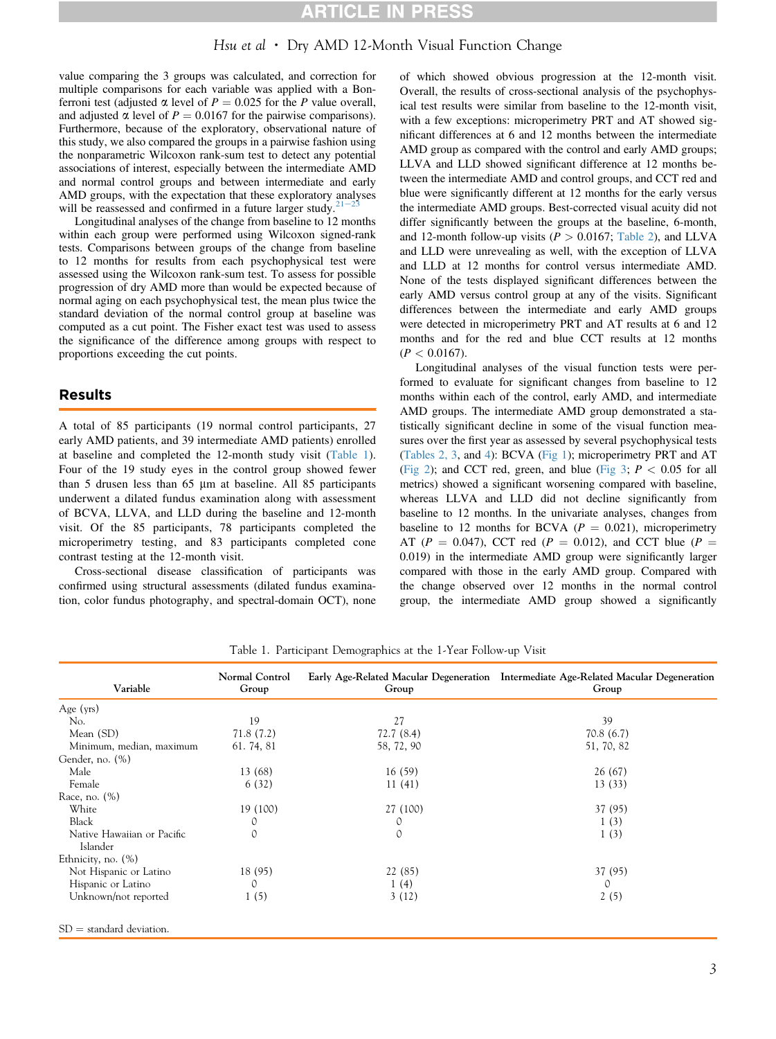value comparing the 3 groups was calculated, and correction for multiple comparisons for each variable was applied with a Bonferroni test (adjusted α level of $P = 0.025$ for the $P$ value overall, and adjusted α level of $P = 0.0167$ for the pairwise comparisons). Furthermore, because of the exploratory, observational nature of this study, we also compared the groups in a pairwise fashion using the nonparametric Wilcoxon rank-sum test to detect any potential associations of interest, especially between the intermediate AMD and normal control groups and between intermediate and early AMD groups, with the expectation that these exploratory analyses will be reassessed and confirmed in a future larger study.[21–23]

Longitudinal analyses of the change from baseline to 12 months within each group were performed using Wilcoxon signed-rank tests. Comparisons between groups of the change from baseline to 12 months for results from each psychophysical test were assessed using the Wilcoxon rank-sum test. To assess for possible progression of dry AMD more than would be expected because of normal aging on each psychophysical test, the mean plus twice the standard deviation of the normal control group at baseline was computed as a cut point. The Fisher exact test was used to assess the significance of the difference among groups with respect to proportions exceeding the cut points.

## Results

A total of 85 participants (19 normal control participants, 27 early AMD patients, and 39 intermediate AMD patients) enrolled at baseline and completed the 12-month study visit (Table 1). Four of the 19 study eyes in the control group showed fewer than 5 drusen less than 65 μm at baseline. All 85 participants underwent a dilated fundus examination along with assessment of BCVA, LLVA, and LLD during the baseline and 12-month visit. Of the 85 participants, 78 participants completed the microperimetry testing, and 83 participants completed cone contrast testing at the 12-month visit.

Cross-sectional disease classification of participants was confirmed using structural assessments (dilated fundus examination, color fundus photography, and spectral-domain OCT), none of which showed obvious progression at the 12-month visit. Overall, the results of cross-sectional analysis of the psychophysical test results were similar from baseline to the 12-month visit, with a few exceptions: microperimetry PRT and AT showed significant differences at 6 and 12 months between the intermediate AMD group as compared with the control and early AMD groups; LLVA and LLD showed significant difference at 12 months between the intermediate AMD and control groups, and CCT red and blue were significantly different at 12 months for the early versus the intermediate AMD groups. Best-corrected visual acuity did not differ significantly between the groups at the baseline, 6-month, and 12-month follow-up visits ($P > 0.0167$; Table 2), and LLVA and LLD were unrevealing as well, with the exception of LLVA and LLD at 12 months for control versus intermediate AMD. None of the tests displayed significant differences between the early AMD versus control group at any of the visits. Significant differences between the intermediate and early AMD groups were detected in microperimetry PRT and AT results at 6 and 12 months and for the red and blue CCT results at 12 months ($P < 0.0167$).

Longitudinal analyses of the visual function tests were performed to evaluate for significant changes from baseline to 12 months within each of the control, early AMD, and intermediate AMD groups. The intermediate AMD group demonstrated a statistically significant decline in some of the visual function measures over the first year as assessed by several psychophysical tests (Tables 2, 3, and 4): BCVA (Fig 1); microperimetry PRT and AT (Fig 2); and CCT red, green, and blue (Fig 3; $P < 0.05$ for all metrics) showed a significant worsening compared with baseline, whereas LLVA and LLD did not decline significantly from baseline to 12 months. In the univariate analyses, changes from baseline to 12 months for BCVA ($P = 0.021$), microperimetry AT ($P = 0.047$), CCT red ($P = 0.012$), and CCT blue ($P = 0.019$) in the intermediate AMD group were significantly larger compared with those in the early AMD group. Compared with the change observed over 12 months in the normal control group, the intermediate AMD group showed a significantly

Table 1. Participant Demographics at the 1-Year Follow-up Visit

| Variable | Normal Control Group | Early Age-Related Macular Degeneration Group | Intermediate Age-Related Macular Degeneration Group |
|---|---|---|---|
| Age (yrs) | | | |
| No. | 19 | 27 | 39 |
| Mean (SD) | 71.8 (7.2) | 72.7 (8.4) | 70.8 (6.7) |
| Minimum, median, maximum | 61. 74, 81 | 58, 72, 90 | 51, 70, 82 |
| Gender, no. (%) | | | |
| Male | 13 (68) | 16 (59) | 26 (67) |
| Female | 6 (32) | 11 (41) | 13 (33) |
| Race, no. (%) | | | |
| White | 19 (100) | 27 (100) | 37 (95) |
| Black | 0 | 0 | 1 (3) |
| Native Hawaiian or Pacific Islander | 0 | 0 | 1 (3) |
| Ethnicity, no. (%) | | | |
| Not Hispanic or Latino | 18 (95) | 22 (85) | 37 (95) |
| Hispanic or Latino | 0 | 1 (4) | 0 |
| Unknown/not reported | 1 (5) | 3 (12) | 2 (5) |

SD = standard deviation.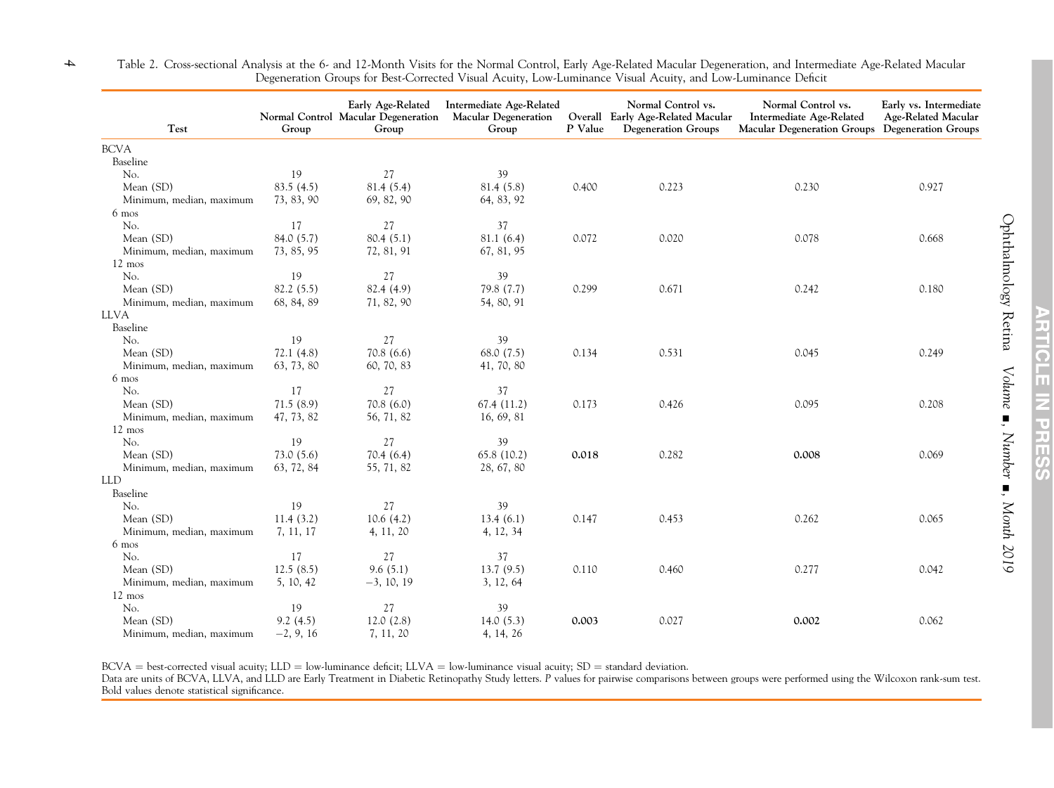Table 2. Cross-sectional Analysis at the 6- and 12-Month Visits for the Normal Control, Early Age-Related Macular Degeneration, and Intermediate Age-Related Macular Degeneration Groups for Best-Corrected Visual Acuity, Low-Luminance Visual Acuity, and Low-Luminance Deficit

| Test | Normal Control Group | Early Age-Related Macular Degeneration Group | Intermediate Age-Related Macular Degeneration Group | Overall *P* Value | Normal Control vs. Early Age-Related Macular Degeneration Groups | Normal Control vs. Intermediate Age-Related Macular Degeneration Groups | Early vs. Intermediate Age-Related Macular Degeneration Groups |
|---|---|---|---|---|---|---|---|
| BCVA | | | | | | | |
| Baseline | | | | | | | |
| No. | 19 | 27 | 39 | | | | |
| Mean (SD) | 83.5 (4.5) | 81.4 (5.4) | 81.4 (5.8) | 0.400 | 0.223 | 0.230 | 0.927 |
| Minimum, median, maximum | 73, 83, 90 | 69, 82, 90 | 64, 83, 92 | | | | |
| 6 mos | | | | | | | |
| No. | 17 | 27 | 37 | | | | |
| Mean (SD) | 84.0 (5.7) | 80.4 (5.1) | 81.1 (6.4) | 0.072 | 0.020 | 0.078 | 0.668 |
| Minimum, median, maximum | 73, 85, 95 | 72, 81, 91 | 67, 81, 95 | | | | |
| 12 mos | | | | | | | |
| No. | 19 | 27 | 39 | | | | |
| Mean (SD) | 82.2 (5.5) | 82.4 (4.9) | 79.8 (7.7) | 0.299 | 0.671 | 0.242 | 0.180 |
| Minimum, median, maximum | 68, 84, 89 | 71, 82, 90 | 54, 80, 91 | | | | |
| LLVA | | | | | | | |
| Baseline | | | | | | | |
| No. | 19 | 27 | 39 | | | | |
| Mean (SD) | 72.1 (4.8) | 70.8 (6.6) | 68.0 (7.5) | 0.134 | 0.531 | 0.045 | 0.249 |
| Minimum, median, maximum | 63, 73, 80 | 60, 70, 83 | 41, 70, 80 | | | | |
| 6 mos | | | | | | | |
| No. | 17 | 27 | 37 | | | | |
| Mean (SD) | 71.5 (8.9) | 70.8 (6.0) | 67.4 (11.2) | 0.173 | 0.426 | 0.095 | 0.208 |
| Minimum, median, maximum | 47, 73, 82 | 56, 71, 82 | 16, 69, 81 | | | | |
| 12 mos | | | | | | | |
| No. | 19 | 27 | 39 | | | | |
| Mean (SD) | 73.0 (5.6) | 70.4 (6.4) | 65.8 (10.2) | **0.018** | 0.282 | **0.008** | 0.069 |
| Minimum, median, maximum | 63, 72, 84 | 55, 71, 82 | 28, 67, 80 | | | | |
| LLD | | | | | | | |
| Baseline | | | | | | | |
| No. | 19 | 27 | 39 | | | | |
| Mean (SD) | 11.4 (3.2) | 10.6 (4.2) | 13.4 (6.1) | 0.147 | 0.453 | 0.262 | 0.065 |
| Minimum, median, maximum | 7, 11, 17 | 4, 11, 20 | 4, 12, 34 | | | | |
| 6 mos | | | | | | | |
| No. | 17 | 27 | 37 | | | | |
| Mean (SD) | 12.5 (8.5) | 9.6 (5.1) | 13.7 (9.5) | 0.110 | 0.460 | 0.277 | 0.042 |
| Minimum, median, maximum | 5, 10, 42 | −3, 10, 19 | 3, 12, 64 | | | | |
| 12 mos | | | | | | | |
| No. | 19 | 27 | 39 | | | | |
| Mean (SD) | 9.2 (4.5) | 12.0 (2.8) | 14.0 (5.3) | **0.003** | 0.027 | **0.002** | 0.062 |
| Minimum, median, maximum | −2, 9, 16 | 7, 11, 20 | 4, 14, 26 | | | | |

BCVA = best-corrected visual acuity; LLD = low-luminance deficit; LLVA = low-luminance visual acuity; SD = standard deviation.
Data are units of BCVA, LLVA, and LLD are Early Treatment in Diabetic Retinopathy Study letters. *P* values for pairwise comparisons between groups were performed using the Wilcoxon rank-sum test.
Bold values denote statistical significance.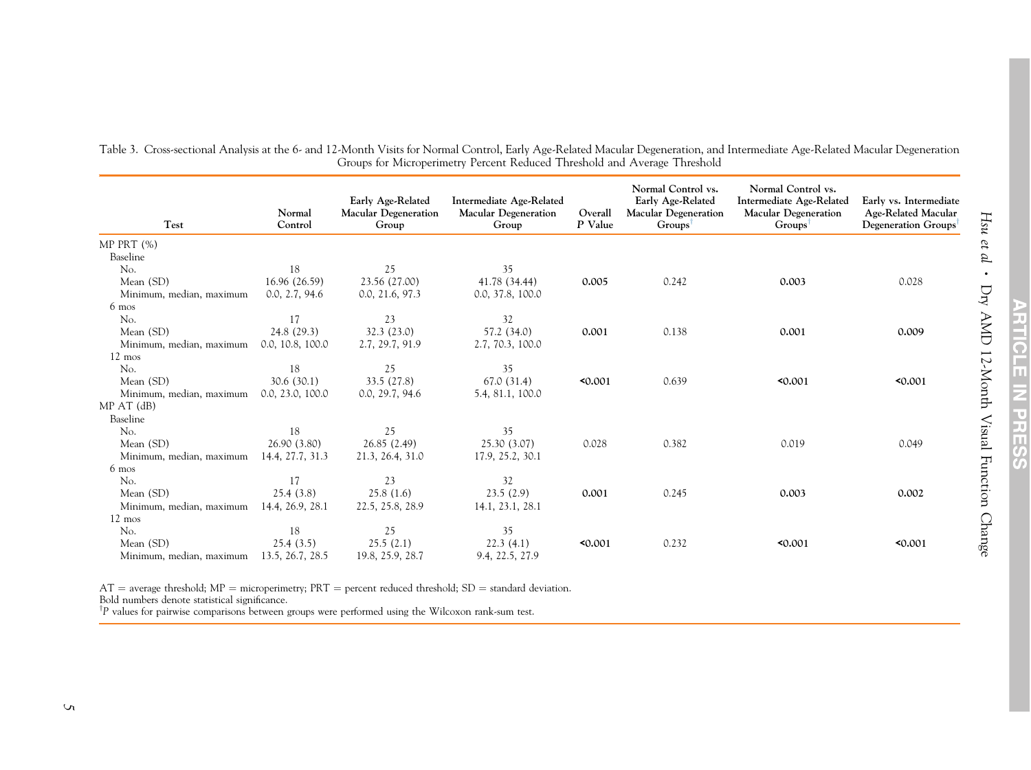Table 3. Cross-sectional Analysis at the 6- and 12-Month Visits for Normal Control, Early Age-Related Macular Degeneration, and Intermediate Age-Related Macular Degeneration Groups for Microperimetry Percent Reduced Threshold and Average Threshold

| Test | Normal Control | Early Age-Related Macular Degeneration Group | Intermediate Age-Related Macular Degeneration Group | Overall *P* Value | Normal Control vs. Early Age-Related Macular Degeneration Groups[†] | Normal Control vs. Intermediate Age-Related Macular Degeneration Groups[†] | Early vs. Intermediate Age-Related Macular Degeneration Groups[†] |
|---|---|---|---|---|---|---|---|
| MP PRT (%) | | | | | | | |
| Baseline | | | | | | | |
| No. | 18 | 25 | 35 | | | | |
| Mean (SD) | 16.96 (26.59) | 23.56 (27.00) | 41.78 (34.44) | **0.005** | 0.242 | **0.003** | 0.028 |
| Minimum, median, maximum | 0.0, 2.7, 94.6 | 0.0, 21.6, 97.3 | 0.0, 37.8, 100.0 | | | | |
| 6 mos | | | | | | | |
| No. | 17 | 23 | 32 | | | | |
| Mean (SD) | 24.8 (29.3) | 32.3 (23.0) | 57.2 (34.0) | **0.001** | 0.138 | **0.001** | **0.009** |
| Minimum, median, maximum | 0.0, 10.8, 100.0 | 2.7, 29.7, 91.9 | 2.7, 70.3, 100.0 | | | | |
| 12 mos | | | | | | | |
| No. | 18 | 25 | 35 | | | | |
| Mean (SD) | 30.6 (30.1) | 33.5 (27.8) | 67.0 (31.4) | **<0.001** | 0.639 | **<0.001** | **<0.001** |
| Minimum, median, maximum | 0.0, 23.0, 100.0 | 0.0, 29.7, 94.6 | 5.4, 81.1, 100.0 | | | | |
| MP AT (dB) | | | | | | | |
| Baseline | | | | | | | |
| No. | 18 | 25 | 35 | | | | |
| Mean (SD) | 26.90 (3.80) | 26.85 (2.49) | 25.30 (3.07) | 0.028 | 0.382 | 0.019 | 0.049 |
| Minimum, median, maximum | 14.4, 27.7, 31.3 | 21.3, 26.4, 31.0 | 17.9, 25.2, 30.1 | | | | |
| 6 mos | | | | | | | |
| No. | 17 | 23 | 32 | | | | |
| Mean (SD) | 25.4 (3.8) | 25.8 (1.6) | 23.5 (2.9) | **0.001** | 0.245 | **0.003** | **0.002** |
| Minimum, median, maximum | 14.4, 26.9, 28.1 | 22.5, 25.8, 28.9 | 14.1, 23.1, 28.1 | | | | |
| 12 mos | | | | | | | |
| No. | 18 | 25 | 35 | | | | |
| Mean (SD) | 25.4 (3.5) | 25.5 (2.1) | 22.3 (4.1) | **<0.001** | 0.232 | **<0.001** | **<0.001** |
| Minimum, median, maximum | 13.5, 26.7, 28.5 | 19.8, 25.9, 28.7 | 9.4, 22.5, 27.9 | | | | |

AT = average threshold; MP = microperimetry; PRT = percent reduced threshold; SD = standard deviation.
Bold numbers denote statistical significance.
[†]*P* values for pairwise comparisons between groups were performed using the Wilcoxon rank-sum test.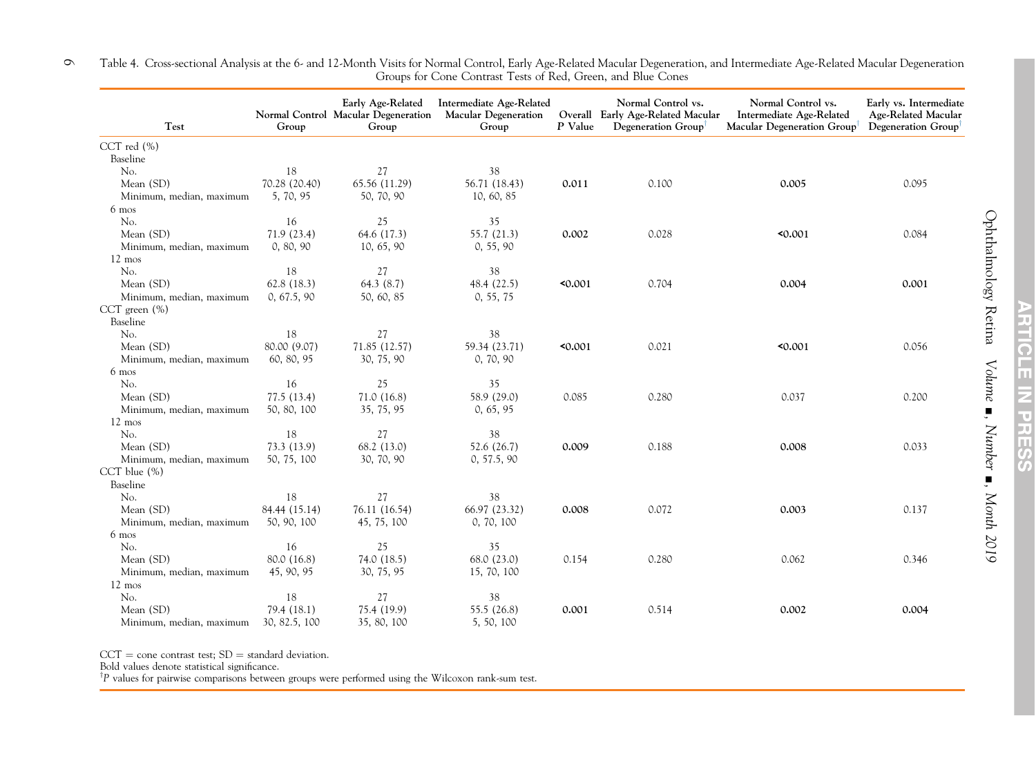Table 4. Cross-sectional Analysis at the 6- and 12-Month Visits for Normal Control, Early Age-Related Macular Degeneration, and Intermediate Age-Related Macular Degeneration Groups for Cone Contrast Tests of Red, Green, and Blue Cones

| Test | Normal Control Group | Early Age-Related Macular Degeneration Group | Intermediate Age-Related Macular Degeneration Group | Overall *P* Value | Normal Control vs. Early Age-Related Macular Degeneration Group[†] | Normal Control vs. Intermediate Age-Related Macular Degeneration Group[†] | Early vs. Intermediate Age-Related Macular Degeneration Group[†] |
|---|---|---|---|---|---|---|---|
| CCT red (%) | | | | | | | |
| Baseline | | | | | | | |
| No. | 18 | 27 | 38 | | | | |
| Mean (SD) | 70.28 (20.40) | 65.56 (11.29) | 56.71 (18.43) | **0.011** | 0.100 | **0.005** | 0.095 |
| Minimum, median, maximum | 5, 70, 95 | 50, 70, 90 | 10, 60, 85 | | | | |
| 6 mos | | | | | | | |
| No. | 16 | 25 | 35 | | | | |
| Mean (SD) | 71.9 (23.4) | 64.6 (17.3) | 55.7 (21.3) | **0.002** | 0.028 | **<0.001** | 0.084 |
| Minimum, median, maximum | 0, 80, 90 | 10, 65, 90 | 0, 55, 90 | | | | |
| 12 mos | | | | | | | |
| No. | 18 | 27 | 38 | | | | |
| Mean (SD) | 62.8 (18.3) | 64.3 (8.7) | 48.4 (22.5) | **<0.001** | 0.704 | **0.004** | **0.001** |
| Minimum, median, maximum | 0, 67.5, 90 | 50, 60, 85 | 0, 55, 75 | | | | |
| CCT green (%) | | | | | | | |
| Baseline | | | | | | | |
| No. | 18 | 27 | 38 | | | | |
| Mean (SD) | 80.00 (9.07) | 71.85 (12.57) | 59.34 (23.71) | **<0.001** | 0.021 | **<0.001** | 0.056 |
| Minimum, median, maximum | 60, 80, 95 | 30, 75, 90 | 0, 70, 90 | | | | |
| 6 mos | | | | | | | |
| No. | 16 | 25 | 35 | | | | |
| Mean (SD) | 77.5 (13.4) | 71.0 (16.8) | 58.9 (29.0) | 0.085 | 0.280 | 0.037 | 0.200 |
| Minimum, median, maximum | 50, 80, 100 | 35, 75, 95 | 0, 65, 95 | | | | |
| 12 mos | | | | | | | |
| No. | 18 | 27 | 38 | | | | |
| Mean (SD) | 73.3 (13.9) | 68.2 (13.0) | 52.6 (26.7) | **0.009** | 0.188 | **0.008** | 0.033 |
| Minimum, median, maximum | 50, 75, 100 | 30, 70, 90 | 0, 57.5, 90 | | | | |
| CCT blue (%) | | | | | | | |
| Baseline | | | | | | | |
| No. | 18 | 27 | 38 | | | | |
| Mean (SD) | 84.44 (15.14) | 76.11 (16.54) | 66.97 (23.32) | **0.008** | 0.072 | **0.003** | 0.137 |
| Minimum, median, maximum | 50, 90, 100 | 45, 75, 100 | 0, 70, 100 | | | | |
| 6 mos | | | | | | | |
| No. | 16 | 25 | 35 | | | | |
| Mean (SD) | 80.0 (16.8) | 74.0 (18.5) | 68.0 (23.0) | 0.154 | 0.280 | 0.062 | 0.346 |
| Minimum, median, maximum | 45, 90, 95 | 30, 75, 95 | 15, 70, 100 | | | | |
| 12 mos | | | | | | | |
| No. | 18 | 27 | 38 | | | | |
| Mean (SD) | 79.4 (18.1) | 75.4 (19.9) | 55.5 (26.8) | **0.001** | 0.514 | **0.002** | **0.004** |
| Minimum, median, maximum | 30, 82.5, 100 | 35, 80, 100 | 5, 50, 100 | | | | |

CCT = cone contrast test; SD = standard deviation.
Bold values denote statistical significance.
[†]P values for pairwise comparisons between groups were performed using the Wilcoxon rank-sum test.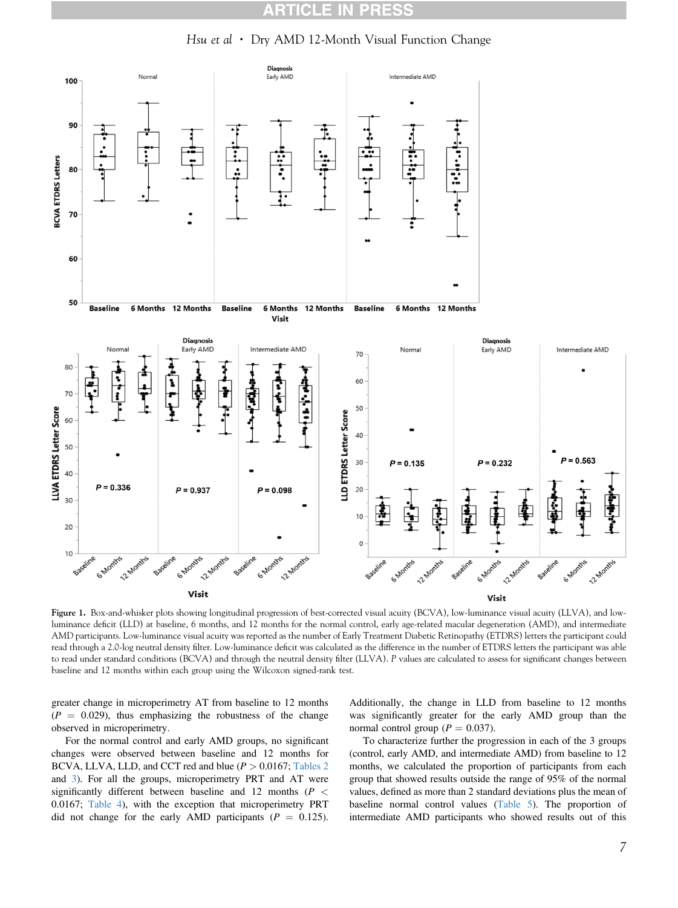Figure 1. Box-and-whisker plots showing longitudinal progression of best-corrected visual acuity (BCVA), low-luminance visual acuity (LLVA), and low-luminance deficit (LLD) at baseline, 6 months, and 12 months for the normal control, early age-related macular degeneration (AMD), and intermediate AMD participants. Low-luminance visual acuity was reported as the number of Early Treatment Diabetic Retinopathy (ETDRS) letters the participant could read through a 2.0-log neutral density filter. Low-luminance deficit was calculated as the difference in the number of ETDRS letters the participant was able to read under standard conditions (BCVA) and through the neutral density filter (LLVA). *P* values are calculated to assess for significant changes between baseline and 12 months within each group using the Wilcoxon signed-rank test.

greater change in microperimetry AT from baseline to 12 months ($P = 0.029$), thus emphasizing the robustness of the change observed in microperimetry.

For the normal control and early AMD groups, no significant changes were observed between baseline and 12 months for BCVA, LLVA, LLD, and CCT red and blue ($P > 0.0167$; Tables 2 and 3). For all the groups, microperimetry PRT and AT were significantly different between baseline and 12 months ($P < 0.0167$; Table 4), with the exception that microperimetry PRT did not change for the early AMD participants ($P = 0.125$). Additionally, the change in LLD from baseline to 12 months was significantly greater for the early AMD group than the normal control group ($P = 0.037$).

To characterize further the progression in each of the 3 groups (control, early AMD, and intermediate AMD) from baseline to 12 months, we calculated the proportion of participants from each group that showed results outside the range of 95% of the normal values, defined as more than 2 standard deviations plus the mean of baseline normal control values (Table 5). The proportion of intermediate AMD participants who showed results out of this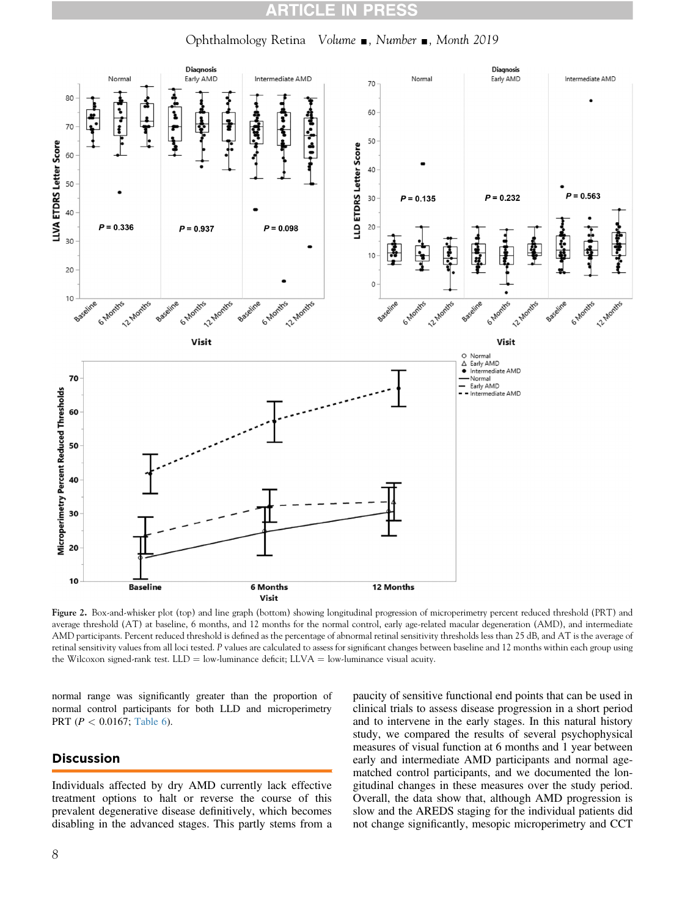Figure 2. Box-and-whisker plot (top) and line graph (bottom) showing longitudinal progression of microperimetry percent reduced threshold (PRT) and average threshold (AT) at baseline, 6 months, and 12 months for the normal control, early age-related macular degeneration (AMD), and intermediate AMD participants. Percent reduced threshold is defined as the percentage of abnormal retinal sensitivity thresholds less than 25 dB, and AT is the average of retinal sensitivity values from all loci tested. $P$ values are calculated to assess for significant changes between baseline and 12 months within each group using the Wilcoxon signed-rank test. LLD = low-luminance deficit; LLVA = low-luminance visual acuity.

normal range was significantly greater than the proportion of normal control participants for both LLD and microperimetry PRT ($P < 0.0167$; Table 6).

## Discussion

Individuals affected by dry AMD currently lack effective treatment options to halt or reverse the course of this prevalent degenerative disease definitively, which becomes disabling in the advanced stages. This partly stems from a paucity of sensitive functional end points that can be used in clinical trials to assess disease progression in a short period and to intervene in the early stages. In this natural history study, we compared the results of several psychophysical measures of visual function at 6 months and 1 year between early and intermediate AMD participants and normal age-matched control participants, and we documented the longitudinal changes in these measures over the study period. Overall, the data show that, although AMD progression is slow and the AREDS staging for the individual patients did not change significantly, mesopic microperimetry and CCT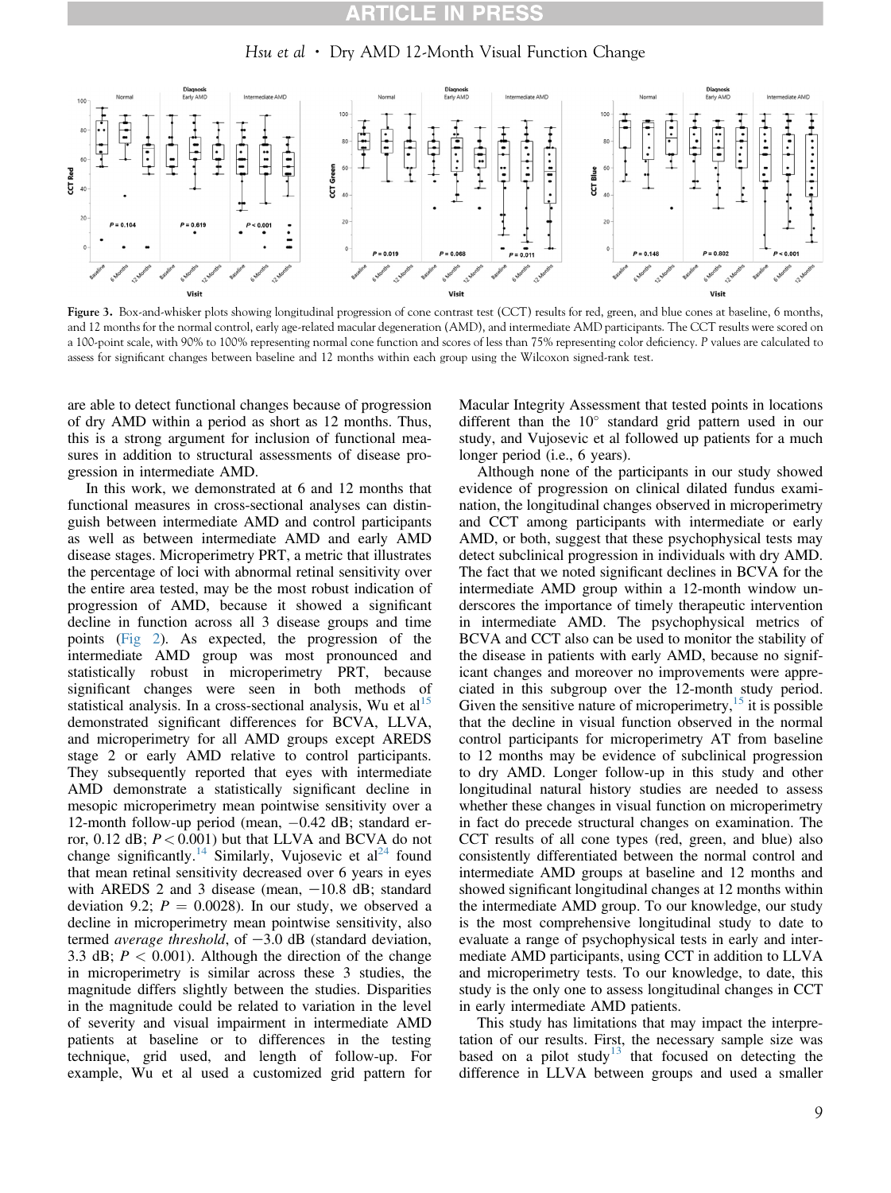Figure 3. Box-and-whisker plots showing longitudinal progression of cone contrast test (CCT) results for red, green, and blue cones at baseline, 6 months, and 12 months for the normal control, early age-related macular degeneration (AMD), and intermediate AMD participants. The CCT results were scored on a 100-point scale, with 90% to 100% representing normal cone function and scores of less than 75% representing color deficiency. *P* values are calculated to assess for significant changes between baseline and 12 months within each group using the Wilcoxon signed-rank test.

are able to detect functional changes because of progression of dry AMD within a period as short as 12 months. Thus, this is a strong argument for inclusion of functional measures in addition to structural assessments of disease progression in intermediate AMD.

In this work, we demonstrated at 6 and 12 months that functional measures in cross-sectional analyses can distinguish between intermediate AMD and control participants as well as between intermediate AMD and early AMD disease stages. Microperimetry PRT, a metric that illustrates the percentage of loci with abnormal retinal sensitivity over the entire area tested, may be the most robust indication of progression of AMD, because it showed a significant decline in function across all 3 disease groups and time points (Fig 2). As expected, the progression of the intermediate AMD group was most pronounced and statistically robust in microperimetry PRT, because significant changes were seen in both methods of statistical analysis. In a cross-sectional analysis, Wu et al[15] demonstrated significant differences for BCVA, LLVA, and microperimetry for all AMD groups except AREDS stage 2 or early AMD relative to control participants. They subsequently reported that eyes with intermediate AMD demonstrate a statistically significant decline in mesopic microperimetry mean pointwise sensitivity over a 12-month follow-up period (mean, $-0.42$ dB; standard error, 0.12 dB; $P < 0.001$) but that LLVA and BCVA do not change significantly.[14] Similarly, Vujosevic et al[24] found that mean retinal sensitivity decreased over 6 years in eyes with AREDS 2 and 3 disease (mean, $-10.8$ dB; standard deviation 9.2; $P = 0.0028$). In our study, we observed a decline in microperimetry mean pointwise sensitivity, also termed *average threshold*, of $-3.0$ dB (standard deviation, 3.3 dB; $P < 0.001$). Although the direction of the change in microperimetry is similar across these 3 studies, the magnitude differs slightly between the studies. Disparities in the magnitude could be related to variation in the level of severity and visual impairment in intermediate AMD patients at baseline or to differences in the testing technique, grid used, and length of follow-up. For example, Wu et al used a customized grid pattern for Macular Integrity Assessment that tested points in locations different than the 10° standard grid pattern used in our study, and Vujosevic et al followed up patients for a much longer period (i.e., 6 years).

Although none of the participants in our study showed evidence of progression on clinical dilated fundus examination, the longitudinal changes observed in microperimetry and CCT among participants with intermediate or early AMD, or both, suggest that these psychophysical tests may detect subclinical progression in individuals with dry AMD. The fact that we noted significant declines in BCVA for the intermediate AMD group within a 12-month window underscores the importance of timely therapeutic intervention in intermediate AMD. The psychophysical metrics of BCVA and CCT also can be used to monitor the stability of the disease in patients with early AMD, because no significant changes and moreover no improvements were appreciated in this subgroup over the 12-month study period. Given the sensitive nature of microperimetry,[15] it is possible that the decline in visual function observed in the normal control participants for microperimetry AT from baseline to 12 months may be evidence of subclinical progression to dry AMD. Longer follow-up in this study and other longitudinal natural history studies are needed to assess whether these changes in visual function on microperimetry in fact do precede structural changes on examination. The CCT results of all cone types (red, green, and blue) also consistently differentiated between the normal control and intermediate AMD groups at baseline and 12 months and showed significant longitudinal changes at 12 months within the intermediate AMD group. To our knowledge, our study is the most comprehensive longitudinal study to date to evaluate a range of psychophysical tests in early and intermediate AMD participants, using CCT in addition to LLVA and microperimetry tests. To our knowledge, to date, this study is the only one to assess longitudinal changes in CCT in early intermediate AMD patients.

This study has limitations that may impact the interpretation of our results. First, the necessary sample size was based on a pilot study[13] that focused on detecting the difference in LLVA between groups and used a smaller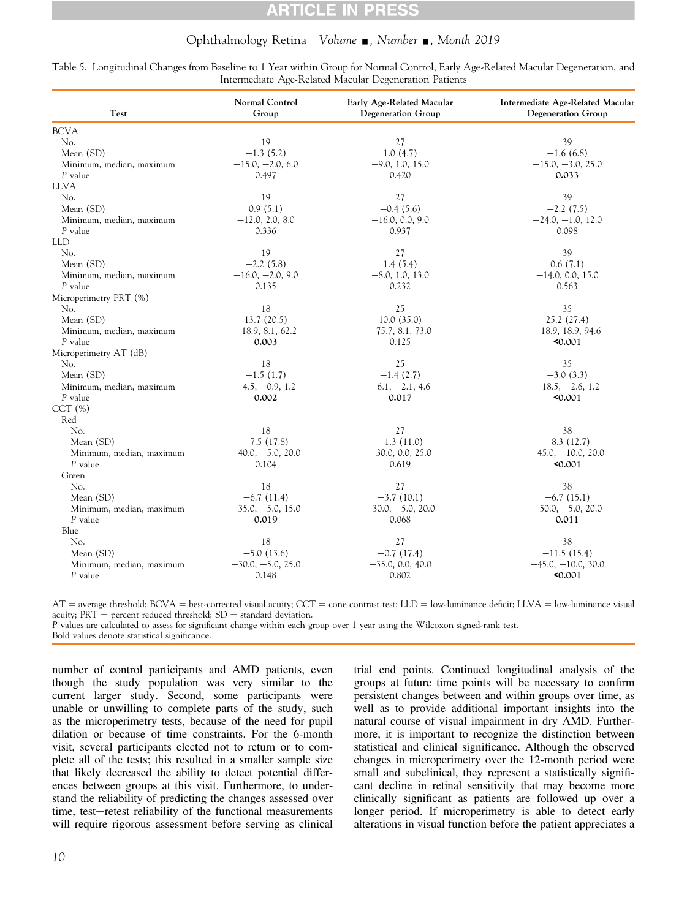Table 5. Longitudinal Changes from Baseline to 1 Year within Group for Normal Control, Early Age-Related Macular Degeneration, and Intermediate Age-Related Macular Degeneration Patients

| Test | Normal Control Group | Early Age-Related Macular Degeneration Group | Intermediate Age-Related Macular Degeneration Group |
|---|---|---|---|
| BCVA | | | |
| No. | 19 | 27 | 39 |
| Mean (SD) | −1.3 (5.2) | 1.0 (4.7) | −1.6 (6.8) |
| Minimum, median, maximum | −15.0, −2.0, 6.0 | −9.0, 1.0, 15.0 | −15.0, −3.0, 25.0 |
| *P* value | 0.497 | 0.420 | **0.033** |
| LLVA | | | |
| No. | 19 | 27 | 39 |
| Mean (SD) | 0.9 (5.1) | −0.4 (5.6) | −2.2 (7.5) |
| Minimum, median, maximum | −12.0, 2.0, 8.0 | −16.0, 0.0, 9.0 | −24.0, −1.0, 12.0 |
| *P* value | 0.336 | 0.937 | 0.098 |
| LLD | | | |
| No. | 19 | 27 | 39 |
| Mean (SD) | −2.2 (5.8) | 1.4 (5.4) | 0.6 (7.1) |
| Minimum, median, maximum | −16.0, −2.0, 9.0 | −8.0, 1.0, 13.0 | −14.0, 0.0, 15.0 |
| *P* value | 0.135 | 0.232 | 0.563 |
| Microperimetry PRT (%) | | | |
| No. | 18 | 25 | 35 |
| Mean (SD) | 13.7 (20.5) | 10.0 (35.0) | 25.2 (27.4) |
| Minimum, median, maximum | −18.9, 8.1, 62.2 | −75.7, 8.1, 73.0 | −18.9, 18.9, 94.6 |
| *P* value | **0.003** | 0.125 | **<0.001** |
| Microperimetry AT (dB) | | | |
| No. | 18 | 25 | 35 |
| Mean (SD) | −1.5 (1.7) | −1.4 (2.7) | −3.0 (3.3) |
| Minimum, median, maximum | −4.5, −0.9, 1.2 | −6.1, −2.1, 4.6 | −18.5, −2.6, 1.2 |
| *P* value | **0.002** | **0.017** | **<0.001** |
| CCT (%) | | | |
| Red | | | |
| No. | 18 | 27 | 38 |
| Mean (SD) | −7.5 (17.8) | −1.3 (11.0) | −8.3 (12.7) |
| Minimum, median, maximum | −40.0, −5.0, 20.0 | −30.0, 0.0, 25.0 | −45.0, −10.0, 20.0 |
| *P* value | 0.104 | 0.619 | **<0.001** |
| Green | | | |
| No. | 18 | 27 | 38 |
| Mean (SD) | −6.7 (11.4) | −3.7 (10.1) | −6.7 (15.1) |
| Minimum, median, maximum | −35.0, −5.0, 15.0 | −30.0, −5.0, 20.0 | −50.0, −5.0, 20.0 |
| *P* value | **0.019** | 0.068 | **0.011** |
| Blue | | | |
| No. | 18 | 27 | 38 |
| Mean (SD) | −5.0 (13.6) | −0.7 (17.4) | −11.5 (15.4) |
| Minimum, median, maximum | −30.0, −5.0, 25.0 | −35.0, 0.0, 40.0 | −45.0, −10.0, 30.0 |
| *P* value | 0.148 | 0.802 | **<0.001** |

AT = average threshold; BCVA = best-corrected visual acuity; CCT = cone contrast test; LLD = low-luminance deficit; LLVA = low-luminance visual acuity; PRT = percent reduced threshold; SD = standard deviation.
*P* values are calculated to assess for significant change within each group over 1 year using the Wilcoxon signed-rank test.
Bold values denote statistical significance.

number of control participants and AMD patients, even though the study population was very similar to the current larger study. Second, some participants were unable or unwilling to complete parts of the study, such as the microperimetry tests, because of the need for pupil dilation or because of time constraints. For the 6-month visit, several participants elected not to return or to complete all of the tests; this resulted in a smaller sample size that likely decreased the ability to detect potential differences between groups at this visit. Furthermore, to understand the reliability of predicting the changes assessed over time, test−retest reliability of the functional measurements will require rigorous assessment before serving as clinical trial end points. Continued longitudinal analysis of the groups at future time points will be necessary to confirm persistent changes between and within groups over time, as well as to provide additional important insights into the natural course of visual impairment in dry AMD. Furthermore, it is important to recognize the distinction between statistical and clinical significance. Although the observed changes in microperimetry over the 12-month period were small and subclinical, they represent a statistically significant decline in retinal sensitivity that may become more clinically significant as patients are followed up over a longer period. If microperimetry is able to detect early alterations in visual function before the patient appreciates a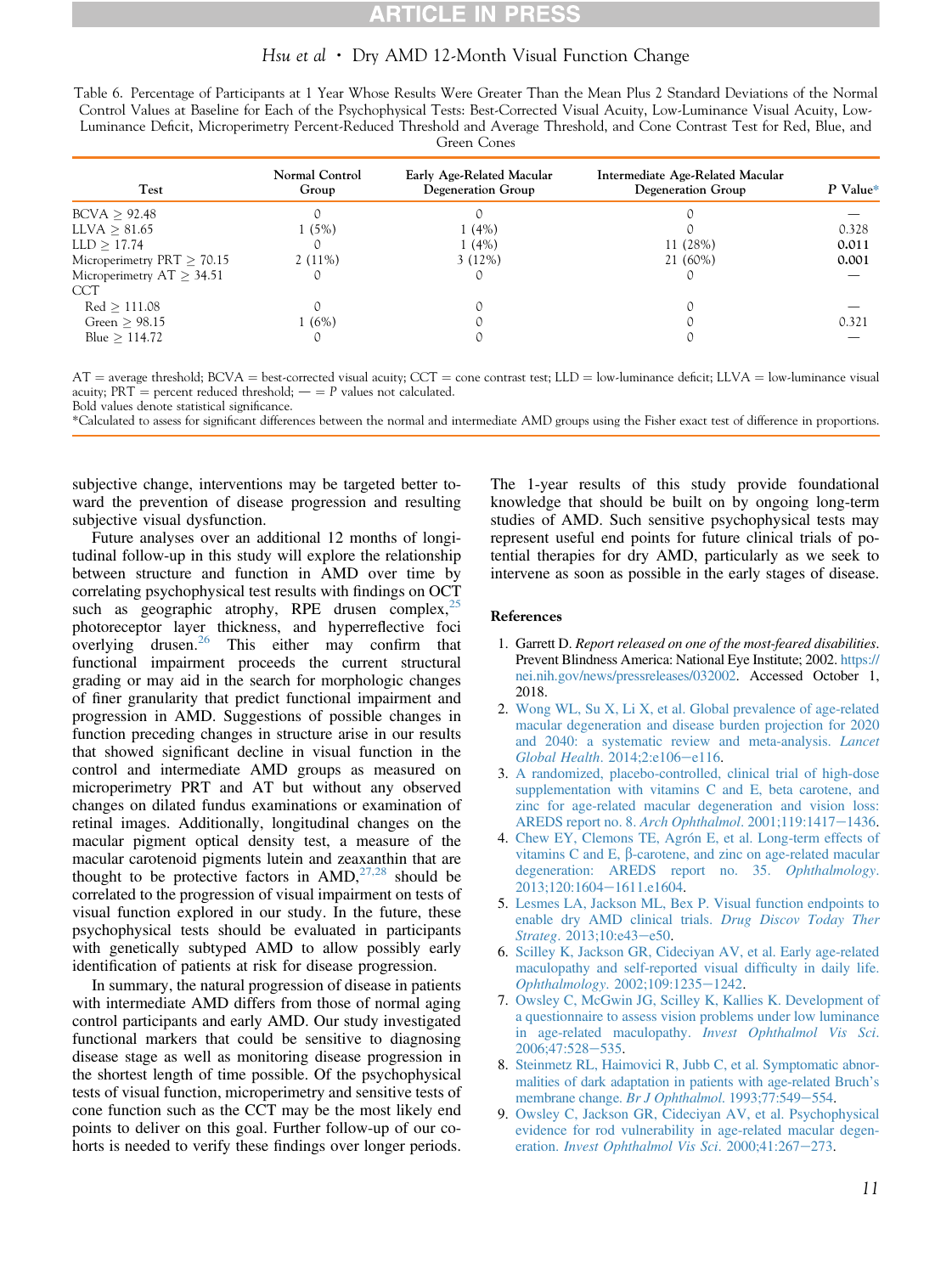Table 6. Percentage of Participants at 1 Year Whose Results Were Greater Than the Mean Plus 2 Standard Deviations of the Normal Control Values at Baseline for Each of the Psychophysical Tests: Best-Corrected Visual Acuity, Low-Luminance Visual Acuity, Low-Luminance Deficit, Microperimetry Percent-Reduced Threshold and Average Threshold, and Cone Contrast Test for Red, Blue, and Green Cones

| Test | Normal Control Group | Early Age-Related Macular Degeneration Group | Intermediate Age-Related Macular Degeneration Group | P Value* |
|---|---|---|---|---|
| BCVA ≥ 92.48 | 0 | 0 | 0 | — |
| LLVA ≥ 81.65 | 1 (5%) | 1 (4%) | 0 | 0.328 |
| LLD ≥ 17.74 | 0 | 1 (4%) | 11 (28%) | **0.011** |
| Microperimetry PRT ≥ 70.15 | 2 (11%) | 3 (12%) | 21 (60%) | **0.001** |
| Microperimetry AT ≥ 34.51 | 0 | 0 | 0 | — |
| CCT | | | | |
| Red ≥ 111.08 | 0 | 0 | 0 | — |
| Green ≥ 98.15 | 1 (6%) | 0 | 0 | 0.321 |
| Blue ≥ 114.72 | 0 | 0 | 0 | — |

AT = average threshold; BCVA = best-corrected visual acuity; CCT = cone contrast test; LLD = low-luminance deficit; LLVA = low-luminance visual acuity; PRT = percent reduced threshold; — = P values not calculated.
Bold values denote statistical significance.
*Calculated to assess for significant differences between the normal and intermediate AMD groups using the Fisher exact test of difference in proportions.

subjective change, interventions may be targeted better toward the prevention of disease progression and resulting subjective visual dysfunction.

Future analyses over an additional 12 months of longitudinal follow-up in this study will explore the relationship between structure and function in AMD over time by correlating psychophysical test results with findings on OCT such as geographic atrophy, RPE drusen complex,[25] photoreceptor layer thickness, and hyperreflective foci overlying drusen.[26] This either may confirm that functional impairment proceeds the current structural grading or may aid in the search for morphologic changes of finer granularity that predict functional impairment and progression in AMD. Suggestions of possible changes in function preceding changes in structure arise in our results that showed significant decline in visual function in the control and intermediate AMD groups as measured on microperimetry PRT and AT but without any observed changes on dilated fundus examinations or examination of retinal images. Additionally, longitudinal changes on the macular pigment optical density test, a measure of the macular carotenoid pigments lutein and zeaxanthin that are thought to be protective factors in AMD,[27,28] should be correlated to the progression of visual impairment on tests of visual function explored in our study. In the future, these psychophysical tests should be evaluated in participants with genetically subtyped AMD to allow possibly early identification of patients at risk for disease progression.

In summary, the natural progression of disease in patients with intermediate AMD differs from those of normal aging control participants and early AMD. Our study investigated functional markers that could be sensitive to diagnosing disease stage as well as monitoring disease progression in the shortest length of time possible. Of the psychophysical tests of visual function, microperimetry and sensitive tests of cone function such as the CCT may be the most likely end points to deliver on this goal. Further follow-up of our cohorts is needed to verify these findings over longer periods. The 1-year results of this study provide foundational knowledge that should be built on by ongoing long-term studies of AMD. Such sensitive psychophysical tests may represent useful end points for future clinical trials of potential therapies for dry AMD, particularly as we seek to intervene as soon as possible in the early stages of disease.

## References

1. Garrett D. *Report released on one of the most-feared disabilities*. Prevent Blindness America: National Eye Institute; 2002. https://nei.nih.gov/news/pressreleases/032002. Accessed October 1, 2018.
2. Wong WL, Su X, Li X, et al. Global prevalence of age-related macular degeneration and disease burden projection for 2020 and 2040: a systematic review and meta-analysis. *Lancet Global Health*. 2014;2:e106–e116.
3. A randomized, placebo-controlled, clinical trial of high-dose supplementation with vitamins C and E, beta carotene, and zinc for age-related macular degeneration and vision loss: AREDS report no. 8. *Arch Ophthalmol*. 2001;119:1417–1436.
4. Chew EY, Clemons TE, Agrón E, et al. Long-term effects of vitamins C and E, β-carotene, and zinc on age-related macular degeneration: AREDS report no. 35. *Ophthalmology*. 2013;120:1604–1611.e1604.
5. Lesmes LA, Jackson ML, Bex P. Visual function endpoints to enable dry AMD clinical trials. *Drug Discov Today Ther Strateg*. 2013;10:e43–e50.
6. Scilley K, Jackson GR, Cideciyan AV, et al. Early age-related maculopathy and self-reported visual difficulty in daily life. *Ophthalmology*. 2002;109:1235–1242.
7. Owsley C, McGwin JG, Scilley K, Kallies K. Development of a questionnaire to assess vision problems under low luminance in age-related maculopathy. *Invest Ophthalmol Vis Sci*. 2006;47:528–535.
8. Steinmetz RL, Haimovici R, Jubb C, et al. Symptomatic abnormalities of dark adaptation in patients with age-related Bruch's membrane change. *Br J Ophthalmol*. 1993;77:549–554.
9. Owsley C, Jackson GR, Cideciyan AV, et al. Psychophysical evidence for rod vulnerability in age-related macular degeneration. *Invest Ophthalmol Vis Sci*. 2000;41:267–273.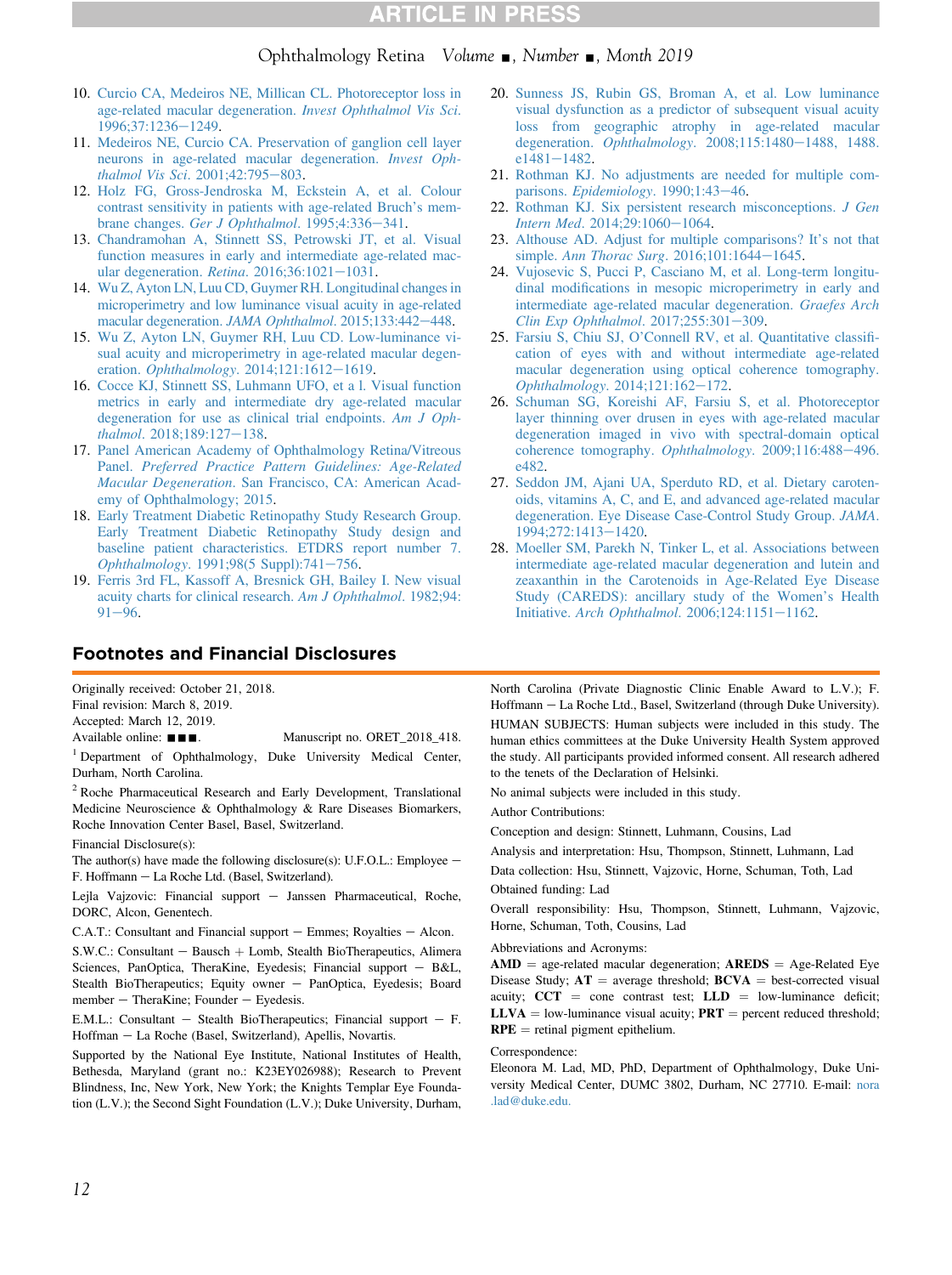10. Curcio CA, Medeiros NE, Millican CL. Photoreceptor loss in age-related macular degeneration. *Invest Ophthalmol Vis Sci*. 1996;37:1236–1249.
11. Medeiros NE, Curcio CA. Preservation of ganglion cell layer neurons in age-related macular degeneration. *Invest Ophthalmol Vis Sci*. 2001;42:795–803.
12. Holz FG, Gross-Jendroska M, Eckstein A, et al. Colour contrast sensitivity in patients with age-related Bruch's membrane changes. *Ger J Ophthalmol*. 1995;4:336–341.
13. Chandramohan A, Stinnett SS, Petrowski JT, et al. Visual function measures in early and intermediate age-related macular degeneration. *Retina*. 2016;36:1021–1031.
14. Wu Z, Ayton LN, Luu CD, Guymer RH. Longitudinal changes in microperimetry and low luminance visual acuity in age-related macular degeneration. *JAMA Ophthalmol*. 2015;133:442–448.
15. Wu Z, Ayton LN, Guymer RH, Luu CD. Low-luminance visual acuity and microperimetry in age-related macular degeneration. *Ophthalmology*. 2014;121:1612–1619.
16. Cocce KJ, Stinnett SS, Luhmann UFO, et a l. Visual function metrics in early and intermediate dry age-related macular degeneration for use as clinical trial endpoints. *Am J Ophthalmol*. 2018;189:127–138.
17. Panel American Academy of Ophthalmology Retina/Vitreous Panel. *Preferred Practice Pattern Guidelines: Age-Related Macular Degeneration*. San Francisco, CA: American Academy of Ophthalmology; 2015.
18. Early Treatment Diabetic Retinopathy Study Research Group. Early Treatment Diabetic Retinopathy Study design and baseline patient characteristics. ETDRS report number 7. *Ophthalmology*. 1991;98(5 Suppl):741–756.
19. Ferris 3rd FL, Kassoff A, Bresnick GH, Bailey I. New visual acuity charts for clinical research. *Am J Ophthalmol*. 1982;94:91–96.
20. Sunness JS, Rubin GS, Broman A, et al. Low luminance visual dysfunction as a predictor of subsequent visual acuity loss from geographic atrophy in age-related macular degeneration. *Ophthalmology*. 2008;115:1480–1488, 1488.e1481–1482.
21. Rothman KJ. No adjustments are needed for multiple comparisons. *Epidemiology*. 1990;1:43–46.
22. Rothman KJ. Six persistent research misconceptions. *J Gen Intern Med*. 2014;29:1060–1064.
23. Althouse AD. Adjust for multiple comparisons? It's not that simple. *Ann Thorac Surg*. 2016;101:1644–1645.
24. Vujosevic S, Pucci P, Casciano M, et al. Long-term longitudinal modifications in mesopic microperimetry in early and intermediate age-related macular degeneration. *Graefes Arch Clin Exp Ophthalmol*. 2017;255:301–309.
25. Farsiu S, Chiu SJ, O'Connell RV, et al. Quantitative classification of eyes with and without intermediate age-related macular degeneration using optical coherence tomography. *Ophthalmology*. 2014;121:162–172.
26. Schuman SG, Koreishi AF, Farsiu S, et al. Photoreceptor layer thinning over drusen in eyes with age-related macular degeneration imaged in vivo with spectral-domain optical coherence tomography. *Ophthalmology*. 2009;116:488–496.e482.
27. Seddon JM, Ajani UA, Sperduto RD, et al. Dietary carotenoids, vitamins A, C, and E, and advanced age-related macular degeneration. Eye Disease Case-Control Study Group. *JAMA*. 1994;272:1413–1420.
28. Moeller SM, Parekh N, Tinker L, et al. Associations between intermediate age-related macular degeneration and lutein and zeaxanthin in the Carotenoids in Age-Related Eye Disease Study (CAREDS): ancillary study of the Women's Health Initiative. *Arch Ophthalmol*. 2006;124:1151–1162.

## Footnotes and Financial Disclosures

Originally received: October 21, 2018.
Final revision: March 8, 2019.
Accepted: March 12, 2019.
Available online: ■■■. Manuscript no. ORET_2018_418.

[1] Department of Ophthalmology, Duke University Medical Center, Durham, North Carolina.

[2] Roche Pharmaceutical Research and Early Development, Translational Medicine Neuroscience & Ophthalmology & Rare Diseases Biomarkers, Roche Innovation Center Basel, Basel, Switzerland.

Financial Disclosure(s):

The author(s) have made the following disclosure(s): U.F.O.L.: Employee – F. Hoffmann – La Roche Ltd. (Basel, Switzerland).

Lejla Vajzovic: Financial support – Janssen Pharmaceutical, Roche, DORC, Alcon, Genentech.

C.A.T.: Consultant and Financial support – Emmes; Royalties – Alcon.

S.W.C.: Consultant – Bausch + Lomb, Stealth BioTherapeutics, Alimera Sciences, PanOptica, TheraKine, Eyedesis; Financial support – B&L, Stealth BioTherapeutics; Equity owner – PanOptica, Eyedesis; Board member – TheraKine; Founder – Eyedesis.

E.M.L.: Consultant – Stealth BioTherapeutics; Financial support – F. Hoffman – La Roche (Basel, Switzerland), Apellis, Novartis.

Supported by the National Eye Institute, National Institutes of Health, Bethesda, Maryland (grant no.: K23EY026988); Research to Prevent Blindness, Inc, New York, New York; the Knights Templar Eye Foundation (L.V.); the Second Sight Foundation (L.V.); Duke University, Durham, North Carolina (Private Diagnostic Clinic Enable Award to L.V.); F. Hoffmann – La Roche Ltd., Basel, Switzerland (through Duke University).

HUMAN SUBJECTS: Human subjects were included in this study. The human ethics committees at the Duke University Health System approved the study. All participants provided informed consent. All research adhered to the tenets of the Declaration of Helsinki.

No animal subjects were included in this study.

Author Contributions:

Conception and design: Stinnett, Luhmann, Cousins, Lad

Analysis and interpretation: Hsu, Thompson, Stinnett, Luhmann, Lad

Data collection: Hsu, Stinnett, Vajzovic, Horne, Schuman, Toth, Lad

Obtained funding: Lad

Overall responsibility: Hsu, Thompson, Stinnett, Luhmann, Vajzovic, Horne, Schuman, Toth, Cousins, Lad

Abbreviations and Acronyms:

**AMD** = age-related macular degeneration; **AREDS** = Age-Related Eye Disease Study; **AT** = average threshold; **BCVA** = best-corrected visual acuity; **CCT** = cone contrast test; **LLD** = low-luminance deficit; **LLVA** = low-luminance visual acuity; **PRT** = percent reduced threshold; **RPE** = retinal pigment epithelium.

Correspondence:

Eleonora M. Lad, MD, PhD, Department of Ophthalmology, Duke University Medical Center, DUMC 3802, Durham, NC 27710. E-mail: nora.lad@duke.edu.